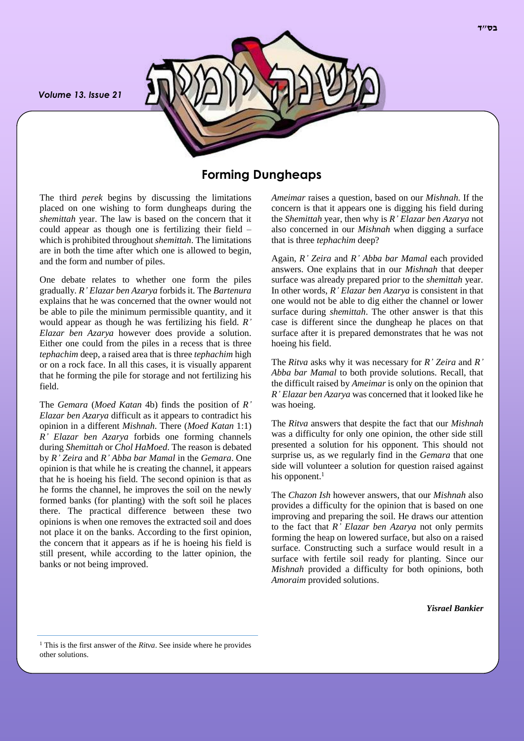# Forming Dungheaps

The third *perek* begins by discussing the limitations placed on one wishing to form dungheaps during the *shemittah* year. The law is based on the concern that it could appear as though one is fertilizing their field – which is prohibited throughout *shemittah*. The limitations are in both the time after which one is allowed to begin, and the form and number of piles.

One debate relates to whether one form the piles gradually. *R' Elazar ben Azarya* forbids it. The *Bartenura* explains that he was concerned that the owner would not be able to pile the minimum permissible quantity, and it would appear as though he was fertilizing his field. *R' Elazar ben Azarya* however does provide a solution. Either one could from the piles in a recess that is three *tephachim* deep, a raised area that is three *tephachim* high or on a rock face. In all this cases, it is visually apparent that he forming the pile for storage and not fertilizing his field.

The *Gemara* (*Moed Katan* 4b) finds the position of *R' Elazar ben Azarya* difficult as it appears to contradict his opinion in a different *Mishnah*. There (*Moed Katan* 1:1) *R' Elazar ben Azarya* forbids one forming channels during *Shemittah* or *Chol HaMoed*. The reason is debated by *R' Zeira* and *R' Abba bar Mamal* in the *Gemara*. One opinion is that while he is creating the channel, it appears that he is hoeing his field. The second opinion is that as he forms the channel, he improves the soil on the newly formed banks (for planting) with the soft soil he places there. The practical difference between these two opinions is when one removes the extracted soil and does not place it on the banks. According to the first opinion, the concern that it appears as if he is hoeing his field is still present, while according to the latter opinion, the banks or not being improved.

*Ameimar* raises a question, based on our *Mishnah*. If the concern is that it appears one is digging his field during the *Shemittah* year, then why is *R' Elazar ben Azarya* not also concerned in our *Mishnah* when digging a surface that is three *tephachim* deep?

Again, *R' Zeira* and *R' Abba bar Mamal* each provided answers. One explains that in our *Mishnah* that deeper surface was already prepared prior to the *shemittah* year. In other words, *R' Elazar ben Azarya* is consistent in that one would not be able to dig either the channel or lower surface during *shemittah*. The other answer is that this case is different since the dungheap he places on that surface after it is prepared demonstrates that he was not hoeing his field.

The *Ritva* asks why it was necessary for *R' Zeira* and *R' Abba bar Mamal* to both provide solutions. Recall, that the difficult raised by *Ameimar* is only on the opinion that *R' Elazar ben Azarya* was concerned that it looked like he was hoeing.

The *Ritva* answers that despite the fact that our *Mishnah* was a difficulty for only one opinion, the other side still presented a solution for his opponent. This should not surprise us, as we regularly find in the *Gemara* that one side will volunteer a solution for question raised against his opponent.[1]

The *Chazon Ish* however answers, that our *Mishnah* also provides a difficulty for the opinion that is based on one improving and preparing the soil. He draws our attention to the fact that *R' Elazar ben Azarya* not only permits forming the heap on lowered surface, but also on a raised surface. Constructing such a surface would result in a surface with fertile soil ready for planting. Since our *Mishnah* provided a difficulty for both opinions, both *Amoraim* provided solutions.

***Yisrael Bankier***

---

[1] This is the first answer of the *Ritva*. See inside where he provides other solutions.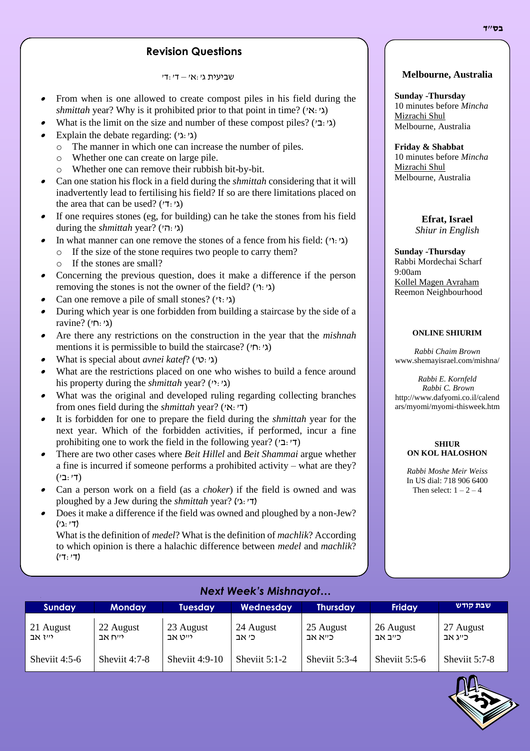## Revision Questions

שביעית ג':א' – ד':ד'

- From when is one allowed to create compost piles in his field during the *shmittah* year? Why is it prohibited prior to that point in time? (ג':א')
- What is the limit on the size and number of these compost piles? (ג':ב')
- Explain the debate regarding: (ג':ג')
  - The manner in which one can increase the number of piles.
  - Whether one can create on large pile.
  - Whether one can remove their rubbish bit-by-bit.
- Can one station his flock in a field during the *shmittah* considering that it will inadvertently lead to fertilising his field? If so are there limitations placed on the area that can be used? (ג':ד')
- If one requires stones (eg, for building) can he take the stones from his field during the *shmittah* year? (ג':ה')
- In what manner can one remove the stones of a fence from his field: (ג':ו')
  - If the size of the stone requires two people to carry them?
  - If the stones are small?
- Concerning the previous question, does it make a difference if the person removing the stones is not the owner of the field? (ג':ו')
- Can one remove a pile of small stones? (ג':ז')
- During which year is one forbidden from building a staircase by the side of a ravine? (ג':ח')
- Are there any restrictions on the construction in the year that the *mishnah* mentions it is permissible to build the staircase? (ג':ח')
- What is special about *avnei katef*? (ג':ט')
- What are the restrictions placed on one who wishes to build a fence around his property during the *shmittah* year? (ג':י')
- What was the original and developed ruling regarding collecting branches from ones field during the *shmittah* year? (ד':א')
- It is forbidden for one to prepare the field during the *shmittah* year for the next year. Which of the forbidden activities, if performed, incur a fine prohibiting one to work the field in the following year? (ד':ב')
- There are two other cases where *Beit Hillel* and *Beit Shammai* argue whether a fine is incurred if someone performs a prohibited activity – what are they? (ד':ב')
- Can a person work on a field (as a *choker*) if the field is owned and was ploughed by a Jew during the *shmittah* year? (ד':ג')
- Does it make a difference if the field was owned and ploughed by a non-Jew? (ד':ג')

What is the definition of *medel*? What is the definition of *machlik*? According to which opinion is there a halachic difference between *medel* and *machlik*? (ד':ד')

**Melbourne, Australia**

**Sunday -Thursday**
10 minutes before *Mincha*
Mizrachi Shul
Melbourne, Australia

**Friday & Shabbat**
10 minutes before *Mincha*
Mizrachi Shul
Melbourne, Australia

**Efrat, Israel**
*Shiur in English*

**Sunday -Thursday**
Rabbi Mordechai Scharf
9:00am
Kollel Magen Avraham
Reemon Neighbourhood

**ONLINE SHIURIM**

*Rabbi Chaim Brown*
www.shemayisrael.com/mishna/

*Rabbi E. Kornfeld*
*Rabbi C. Brown*
http://www.dafyomi.co.il/calendars/myomi/myomi-thisweek.htm

**SHIUR ON KOL HALOSHON**

*Rabbi Moshe Meir Weiss*
In US dial: 718 906 6400
Then select: 1 – 2 – 4

## *Next Week's Mishnayot…*

| Sunday | Monday | Tuesday | Wednesday | Thursday | Friday | שבת קודש |
|---|---|---|---|---|---|---|
| 21 August<br>י"ז אב | 22 August<br>י"ח אב | 23 August<br>י"ט אב | 24 August<br>כ' אב | 25 August<br>כ"א אב | 26 August<br>כ"ב אב | 27 August<br>כ"ג אב |
| Sheviit 4:5-6 | Sheviit 4:7-8 | Sheviit 4:9-10 | Sheviit 5:1-2 | Sheviit 5:3-4 | Sheviit 5:5-6 | Sheviit 5:7-8 |